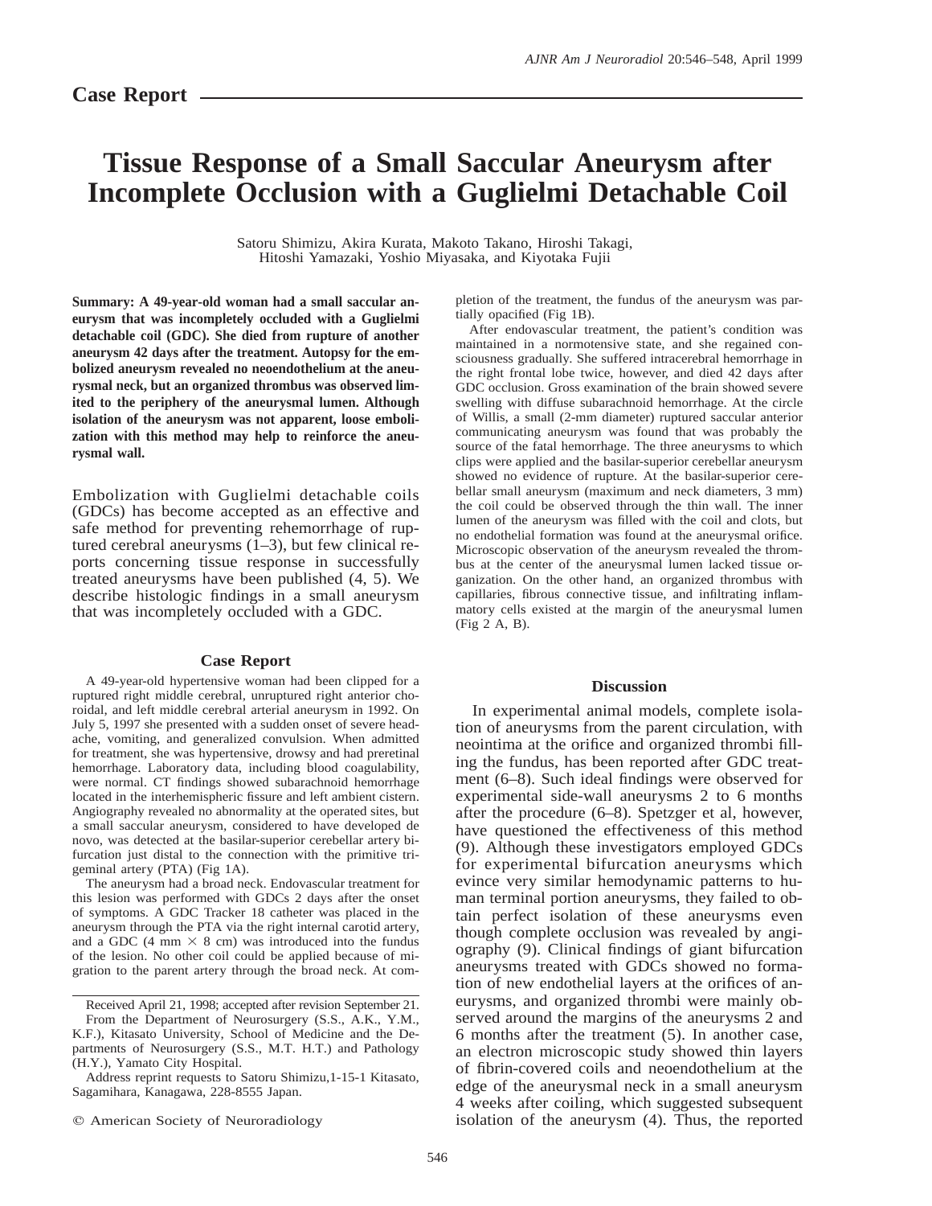## Case Report

# Tissue Response of a Small Saccular Aneurysm after Incomplete Occlusion with a Guglielmi Detachable Coil

Satoru Shimizu, Akira Kurata, Makoto Takano, Hiroshi Takagi, Hitoshi Yamazaki, Yoshio Miyasaka, and Kiyotaka Fujii

**Summary: A 49-year-old woman had a small saccular aneurysm that was incompletely occluded with a Guglielmi detachable coil (GDC). She died from rupture of another aneurysm 42 days after the treatment. Autopsy for the embolized aneurysm revealed no neoendothelium at the aneurysmal neck, but an organized thrombus was observed limited to the periphery of the aneurysmal lumen. Although isolation of the aneurysm was not apparent, loose embolization with this method may help to reinforce the aneurysmal wall.**

Embolization with Guglielmi detachable coils (GDCs) has become accepted as an effective and safe method for preventing rehemorrhage of ruptured cerebral aneurysms (1–3), but few clinical reports concerning tissue response in successfully treated aneurysms have been published (4, 5). We describe histologic findings in a small aneurysm that was incompletely occluded with a GDC.

### Case Report

A 49-year-old hypertensive woman had been clipped for a ruptured right middle cerebral, unruptured right anterior choroidal, and left middle cerebral arterial aneurysm in 1992. On July 5, 1997 she presented with a sudden onset of severe headache, vomiting, and generalized convulsion. When admitted for treatment, she was hypertensive, drowsy and had preretinal hemorrhage. Laboratory data, including blood coagulability, were normal. CT findings showed subarachnoid hemorrhage located in the interhemispheric fissure and left ambient cistern. Angiography revealed no abnormality at the operated sites, but a small saccular aneurysm, considered to have developed de novo, was detected at the basilar-superior cerebellar artery bifurcation just distal to the connection with the primitive trigeminal artery (PTA) (Fig 1A).

The aneurysm had a broad neck. Endovascular treatment for this lesion was performed with GDCs 2 days after the onset of symptoms. A GDC Tracker 18 catheter was placed in the aneurysm through the PTA via the right internal carotid artery, and a GDC (4 mm × 8 cm) was introduced into the fundus of the lesion. No other coil could be applied because of migration to the parent artery through the broad neck. At completion of the treatment, the fundus of the aneurysm was partially opacified (Fig 1B).

After endovascular treatment, the patient's condition was maintained in a normotensive state, and she regained consciousness gradually. She suffered intracerebral hemorrhage in the right frontal lobe twice, however, and died 42 days after GDC occlusion. Gross examination of the brain showed severe swelling with diffuse subarachnoid hemorrhage. At the circle of Willis, a small (2-mm diameter) ruptured saccular anterior communicating aneurysm was found that was probably the source of the fatal hemorrhage. The three aneurysms to which clips were applied and the basilar-superior cerebellar aneurysm showed no evidence of rupture. At the basilar-superior cerebellar small aneurysm (maximum and neck diameters, 3 mm) the coil could be observed through the thin wall. The inner lumen of the aneurysm was filled with the coil and clots, but no endothelial formation was found at the aneurysmal orifice. Microscopic observation of the aneurysm revealed the thrombus at the center of the aneurysmal lumen lacked tissue organization. On the other hand, an organized thrombus with capillaries, fibrous connective tissue, and infiltrating inflammatory cells existed at the margin of the aneurysmal lumen (Fig 2 A, B).

### Discussion

In experimental animal models, complete isolation of aneurysms from the parent circulation, with neointima at the orifice and organized thrombi filling the fundus, has been reported after GDC treatment (6–8). Such ideal findings were observed for experimental side-wall aneurysms 2 to 6 months after the procedure (6–8). Spetzger et al, however, have questioned the effectiveness of this method (9). Although these investigators employed GDCs for experimental bifurcation aneurysms which evince very similar hemodynamic patterns to human terminal portion aneurysms, they failed to obtain perfect isolation of these aneurysms even though complete occlusion was revealed by angiography (9). Clinical findings of giant bifurcation aneurysms treated with GDCs showed no formation of new endothelial layers at the orifices of aneurysms, and organized thrombi were mainly observed around the margins of the aneurysms 2 and 6 months after the treatment (5). In another case, an electron microscopic study showed thin layers of fibrin-covered coils and neoendothelium at the edge of the aneurysmal neck in a small aneurysm 4 weeks after coiling, which suggested subsequent isolation of the aneurysm (4). Thus, the reported

Received April 21, 1998; accepted after revision September 21.

From the Department of Neurosurgery (S.S., A.K., Y.M., K.F.), Kitasato University, School of Medicine and the Departments of Neurosurgery (S.S., M.T. H.T.) and Pathology (H.Y.), Yamato City Hospital.

Address reprint requests to Satoru Shimizu,1-15-1 Kitasato, Sagamihara, Kanagawa, 228-8555 Japan.

© American Society of Neuroradiology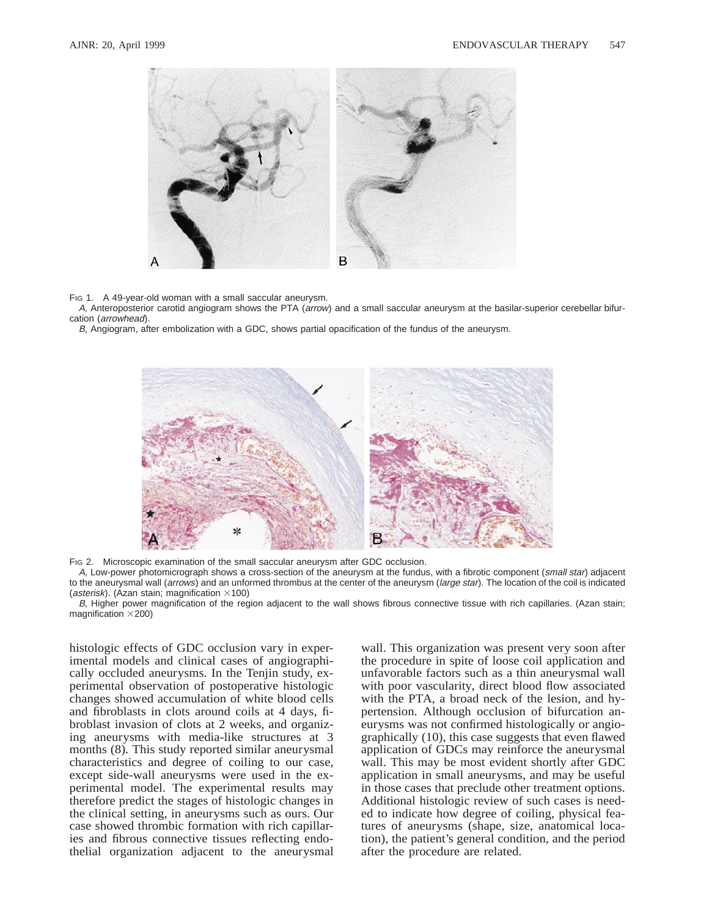Fig 1. A 49-year-old woman with a small saccular aneurysm.

*A*, Anteroposterior carotid angiogram shows the PTA (*arrow*) and a small saccular aneurysm at the basilar-superior cerebellar bifurcation (*arrowhead*).

*B*, Angiogram, after embolization with a GDC, shows partial opacification of the fundus of the aneurysm.

Fig 2. Microscopic examination of the small saccular aneurysm after GDC occlusion.

*A*, Low-power photomicrograph shows a cross-section of the aneurysm at the fundus, with a fibrotic component (*small star*) adjacent to the aneurysmal wall (*arrows*) and an unformed thrombus at the center of the aneurysm (*large star*). The location of the coil is indicated (*asterisk*). (Azan stain; magnification ×100)

*B*, Higher power magnification of the region adjacent to the wall shows fibrous connective tissue with rich capillaries. (Azan stain; magnification ×200)

histologic effects of GDC occlusion vary in experimental models and clinical cases of angiographically occluded aneurysms. In the Tenjin study, experimental observation of postoperative histologic changes showed accumulation of white blood cells and fibroblasts in clots around coils at 4 days, fibroblast invasion of clots at 2 weeks, and organizing aneurysms with media-like structures at 3 months (8). This study reported similar aneurysmal characteristics and degree of coiling to our case, except side-wall aneurysms were used in the experimental model. The experimental results may therefore predict the stages of histologic changes in the clinical setting, in aneurysms such as ours. Our case showed thrombic formation with rich capillaries and fibrous connective tissues reflecting endothelial organization adjacent to the aneurysmal wall. This organization was present very soon after the procedure in spite of loose coil application and unfavorable factors such as a thin aneurysmal wall with poor vascularity, direct blood flow associated with the PTA, a broad neck of the lesion, and hypertension. Although occlusion of bifurcation aneurysms was not confirmed histologically or angiographically (10), this case suggests that even flawed application of GDCs may reinforce the aneurysmal wall. This may be most evident shortly after GDC application in small aneurysms, and may be useful in those cases that preclude other treatment options. Additional histologic review of such cases is needed to indicate how degree of coiling, physical features of aneurysms (shape, size, anatomical location), the patient's general condition, and the period after the procedure are related.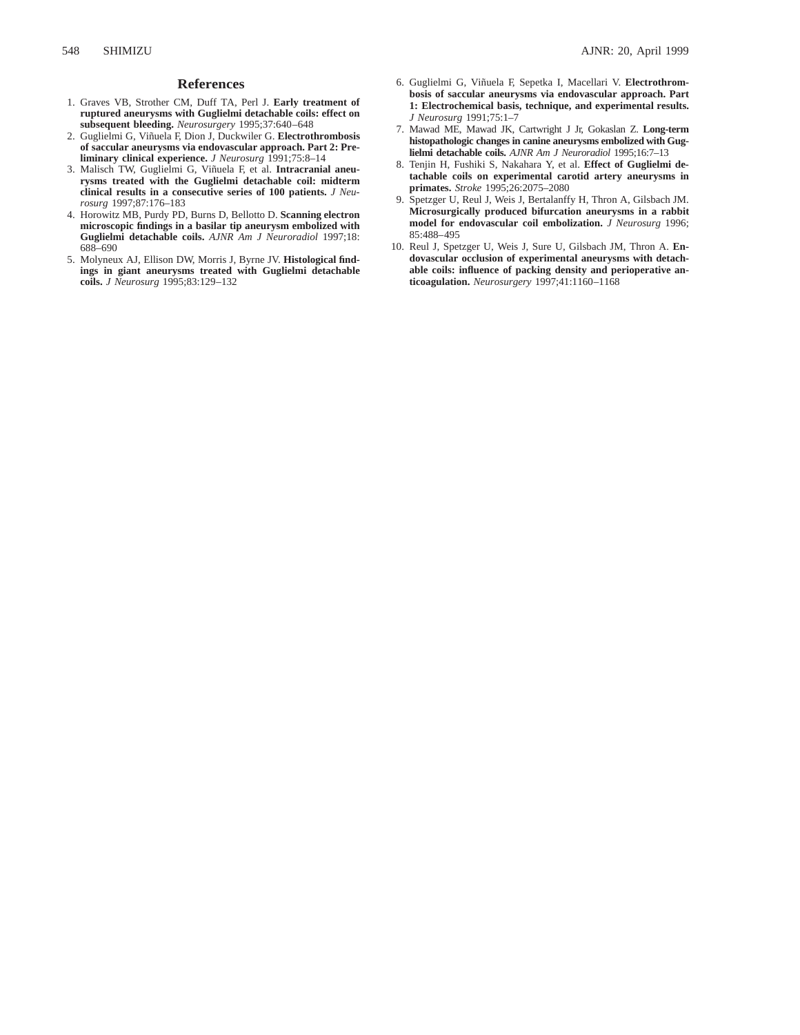## References

1. Graves VB, Strother CM, Duff TA, Perl J. **Early treatment of ruptured aneurysms with Guglielmi detachable coils: effect on subsequent bleeding.** *Neurosurgery* 1995;37:640–648
2. Guglielmi G, Viñuela F, Dion J, Duckwiler G. **Electrothrombosis of saccular aneurysms via endovascular approach. Part 2: Preliminary clinical experience.** *J Neurosurg* 1991;75:8–14
3. Malisch TW, Guglielmi G, Viñuela F, et al. **Intracranial aneurysms treated with the Guglielmi detachable coil: midterm clinical results in a consecutive series of 100 patients.** *J Neurosurg* 1997;87:176–183
4. Horowitz MB, Purdy PD, Burns D, Bellotto D. **Scanning electron microscopic findings in a basilar tip aneurysm embolized with Guglielmi detachable coils.** *AJNR Am J Neuroradiol* 1997;18: 688–690
5. Molyneux AJ, Ellison DW, Morris J, Byrne JV. **Histological findings in giant aneurysms treated with Guglielmi detachable coils.** *J Neurosurg* 1995;83:129–132
6. Guglielmi G, Viñuela F, Sepetka I, Macellari V. **Electrothrombosis of saccular aneurysms via endovascular approach. Part 1: Electrochemical basis, technique, and experimental results.** *J Neurosurg* 1991;75:1–7
7. Mawad ME, Mawad JK, Cartwright J Jr, Gokaslan Z. **Long-term histopathologic changes in canine aneurysms embolized with Guglielmi detachable coils.** *AJNR Am J Neuroradiol* 1995;16:7–13
8. Tenjin H, Fushiki S, Nakahara Y, et al. **Effect of Guglielmi detachable coils on experimental carotid artery aneurysms in primates.** *Stroke* 1995;26:2075–2080
9. Spetzger U, Reul J, Weis J, Bertalanffy H, Thron A, Gilsbach JM. **Microsurgically produced bifurcation aneurysms in a rabbit model for endovascular coil embolization.** *J Neurosurg* 1996; 85:488–495
10. Reul J, Spetzger U, Weis J, Sure U, Gilsbach JM, Thron A. **Endovascular occlusion of experimental aneurysms with detachable coils: influence of packing density and perioperative anticoagulation.** *Neurosurgery* 1997;41:1160–1168